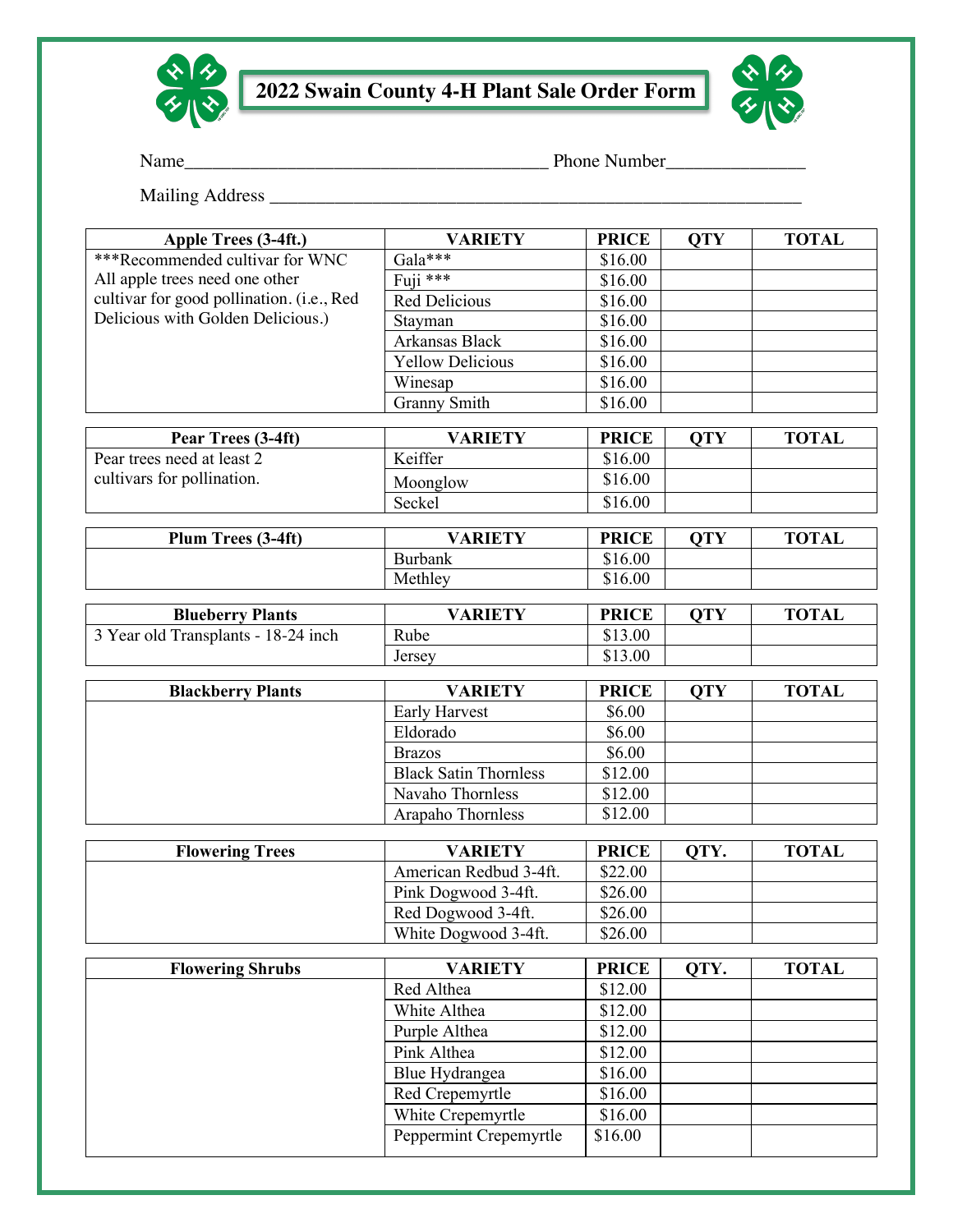# 2022 Swain County 4-H Plant Sale Order Form

Name_______________________________________ Phone Number_______________

Mailing Address ___________________________________________________________

| Apple Trees (3-4ft.) | VARIETY | PRICE | QTY | TOTAL |
|---|---|---|---|---|
| ***Recommended cultivar for WNC All apple trees need one other cultivar for good pollination. (i.e., Red Delicious with Golden Delicious.) | Gala*** | $16.00 | | |
| | Fuji *** | $16.00 | | |
| | Red Delicious | $16.00 | | |
| | Stayman | $16.00 | | |
| | Arkansas Black | $16.00 | | |
| | Yellow Delicious | $16.00 | | |
| | Winesap | $16.00 | | |
| | Granny Smith | $16.00 | | |

| Pear Trees (3-4ft) | VARIETY | PRICE | QTY | TOTAL |
|---|---|---|---|---|
| Pear trees need at least 2 cultivars for pollination. | Keiffer | $16.00 | | |
| | Moonglow | $16.00 | | |
| | Seckel | $16.00 | | |

| Plum Trees (3-4ft) | VARIETY | PRICE | QTY | TOTAL |
|---|---|---|---|---|
| | Burbank | $16.00 | | |
| | Methley | $16.00 | | |

| Blueberry Plants | VARIETY | PRICE | QTY | TOTAL |
|---|---|---|---|---|
| 3 Year old Transplants - 18-24 inch | Rube | $13.00 | | |
| | Jersey | $13.00 | | |

| Blackberry Plants | VARIETY | PRICE | QTY | TOTAL |
|---|---|---|---|---|
| | Early Harvest | $6.00 | | |
| | Eldorado | $6.00 | | |
| | Brazos | $6.00 | | |
| | Black Satin Thornless | $12.00 | | |
| | Navaho Thornless | $12.00 | | |
| | Arapaho Thornless | $12.00 | | |

| Flowering Trees | VARIETY | PRICE | QTY. | TOTAL |
|---|---|---|---|---|
| | American Redbud 3-4ft. | $22.00 | | |
| | Pink Dogwood 3-4ft. | $26.00 | | |
| | Red Dogwood 3-4ft. | $26.00 | | |
| | White Dogwood 3-4ft. | $26.00 | | |

| Flowering Shrubs | VARIETY | PRICE | QTY. | TOTAL |
|---|---|---|---|---|
| | Red Althea | $12.00 | | |
| | White Althea | $12.00 | | |
| | Purple Althea | $12.00 | | |
| | Pink Althea | $12.00 | | |
| | Blue Hydrangea | $16.00 | | |
| | Red Crepemyrtle | $16.00 | | |
| | White Crepemyrtle | $16.00 | | |
| | Peppermint Crepemyrtle | $16.00 | | |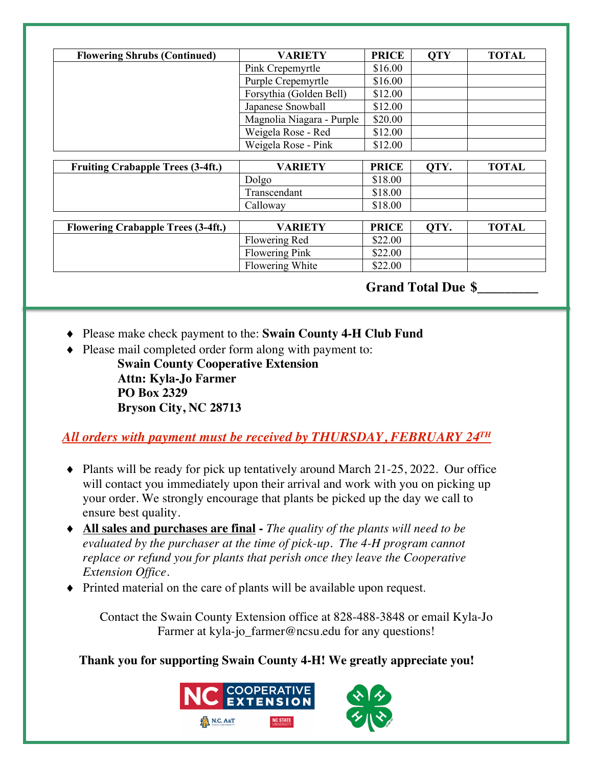| Flowering Shrubs (Continued) | VARIETY | PRICE | QTY | TOTAL |
|---|---|---|---|---|
| | Pink Crepemyrtle | $16.00 | | |
| | Purple Crepemyrtle | $16.00 | | |
| | Forsythia (Golden Bell) | $12.00 | | |
| | Japanese Snowball | $12.00 | | |
| | Magnolia Niagara - Purple | $20.00 | | |
| | Weigela Rose - Red | $12.00 | | |
| | Weigela Rose - Pink | $12.00 | | |

| Fruiting Crabapple Trees (3-4ft.) | VARIETY | PRICE | QTY. | TOTAL |
|---|---|---|---|---|
| | Dolgo | $18.00 | | |
| | Transcendant | $18.00 | | |
| | Calloway | $18.00 | | |

| Flowering Crabapple Trees (3-4ft.) | VARIETY | PRICE | QTY. | TOTAL |
|---|---|---|---|---|
| | Flowering Red | $22.00 | | |
| | Flowering Pink | $22.00 | | |
| | Flowering White | $22.00 | | |

**Grand Total Due $_________**

- Please make check payment to the: **Swain County 4-H Club Fund**
- Please mail completed order form along with payment to:
  **Swain County Cooperative Extension**
  **Attn: Kyla-Jo Farmer**
  **PO Box 2329**
  **Bryson City, NC 28713**

***All orders with payment must be received by THURSDAY, FEBRUARY 24TH***

- Plants will be ready for pick up tentatively around March 21-25, 2022. Our office will contact you immediately upon their arrival and work with you on picking up your order. We strongly encourage that plants be picked up the day we call to ensure best quality.
- **All sales and purchases are final** - *The quality of the plants will need to be evaluated by the purchaser at the time of pick-up. The 4-H program cannot replace or refund you for plants that perish once they leave the Cooperative Extension Office.*
- Printed material on the care of plants will be available upon request.

Contact the Swain County Extension office at 828-488-3848 or email Kyla-Jo Farmer at kyla-jo_farmer@ncsu.edu for any questions!

**Thank you for supporting Swain County 4-H! We greatly appreciate you!**

NC COOPERATIVE EXTENSION

N.C. A&T STATE UNIVERSITY

NC STATE UNIVERSITY